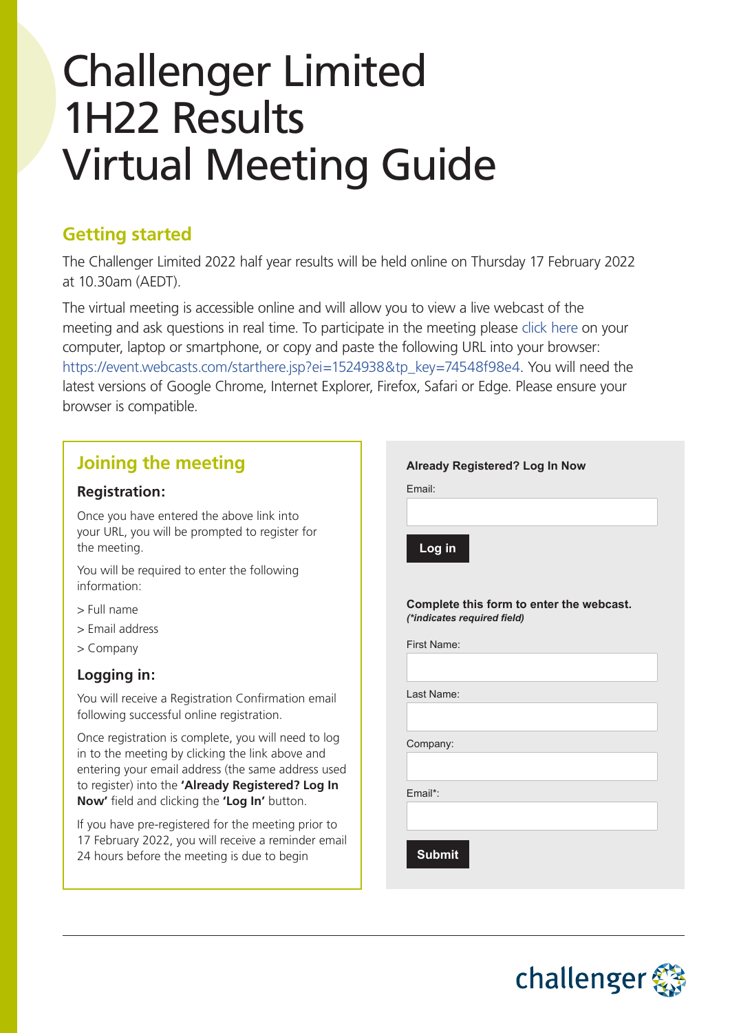# Challenger Limited 1H22 Results Virtual Meeting Guide

## Getting started

The Challenger Limited 2022 half year results will be held online on Thursday 17 February 2022 at 10.30am (AEDT).

The virtual meeting is accessible online and will allow you to view a live webcast of the meeting and ask questions in real time. To participate in the meeting please click here on your computer, laptop or smartphone, or copy and paste the following URL into your browser: https://event.webcasts.com/starthere.jsp?ei=1524938&tp_key=74548f98e4. You will need the latest versions of Google Chrome, Internet Explorer, Firefox, Safari or Edge. Please ensure your browser is compatible.

## Joining the meeting

### Registration:

Once you have entered the above link into your URL, you will be prompted to register for the meeting.

You will be required to enter the following information:

> Full name

> Email address

> Company

### Logging in:

You will receive a Registration Confirmation email following successful online registration.

Once registration is complete, you will need to log in to the meeting by clicking the link above and entering your email address (the same address used to register) into the **'Already Registered? Log In Now'** field and clicking the **'Log In'** button.

If you have pre-registered for the meeting prior to 17 February 2022, you will receive a reminder email 24 hours before the meeting is due to begin

**Already Registered? Log In Now**

Email:

**Log in**

**Complete this form to enter the webcast.**
***(\*indicates required field)***

First Name:

Last Name:

Company:

Email*:

**Submit**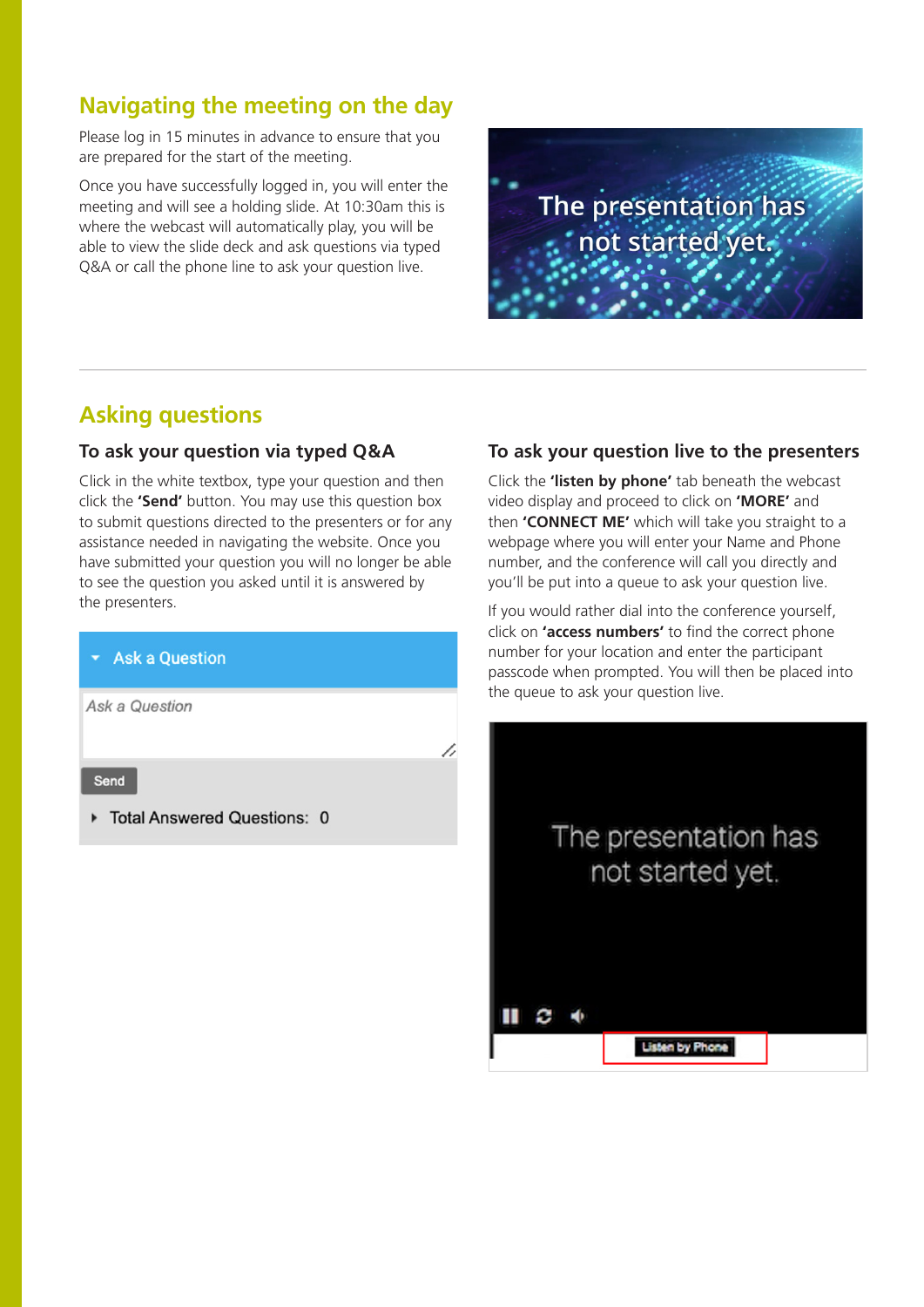## Navigating the meeting on the day

Please log in 15 minutes in advance to ensure that you are prepared for the start of the meeting.

Once you have successfully logged in, you will enter the meeting and will see a holding slide. At 10:30am this is where the webcast will automatically play, you will be able to view the slide deck and ask questions via typed Q&A or call the phone line to ask your question live.

## Asking questions

### To ask your question via typed Q&A

Click in the white textbox, type your question and then click the **'Send'** button. You may use this question box to submit questions directed to the presenters or for any assistance needed in navigating the website. Once you have submitted your question you will no longer be able to see the question you asked until it is answered by the presenters.

### To ask your question live to the presenters

Click the **'listen by phone'** tab beneath the webcast video display and proceed to click on **'MORE'** and then **'CONNECT ME'** which will take you straight to a webpage where you will enter your Name and Phone number, and the conference will call you directly and you'll be put into a queue to ask your question live.

If you would rather dial into the conference yourself, click on **'access numbers'** to find the correct phone number for your location and enter the participant passcode when prompted. You will then be placed into the queue to ask your question live.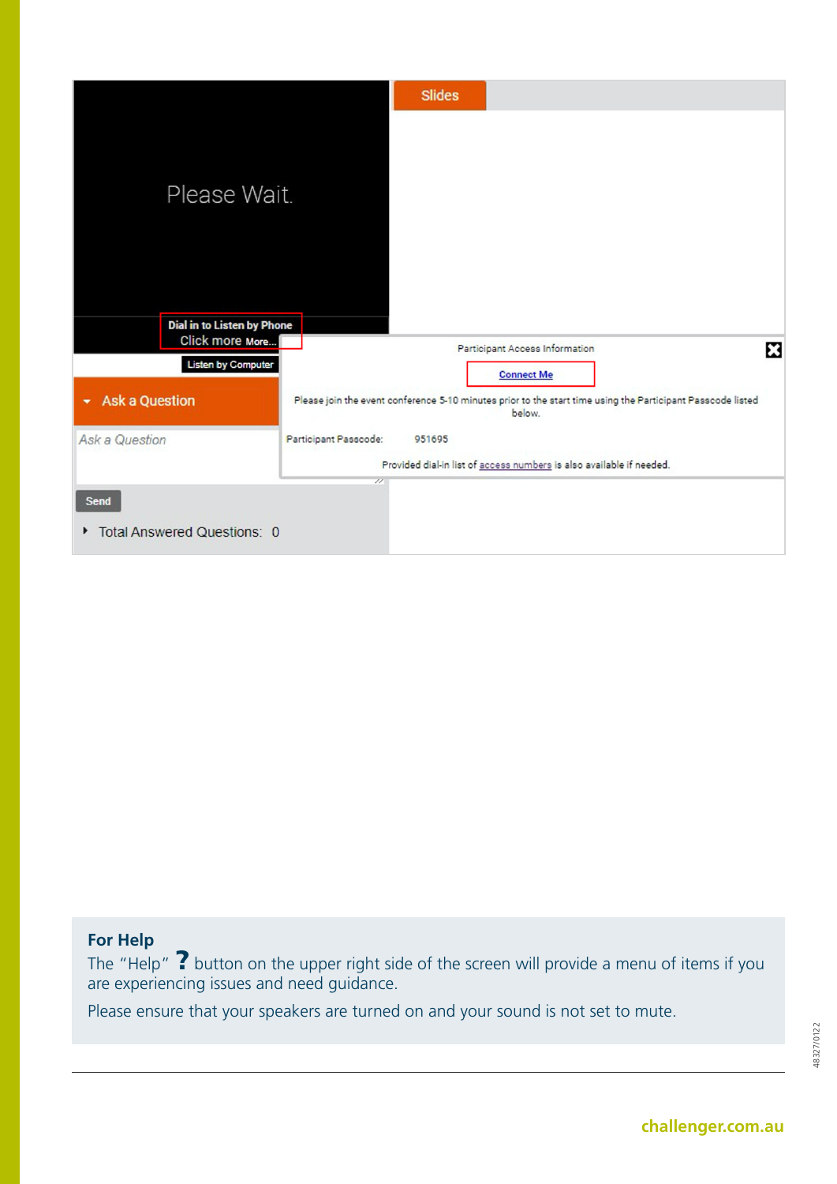Please Wait.

Slides

Dial in to Listen by Phone
Click more More...

Listen by Computer

Ask a Question

Ask a Question

Send

Total Answered Questions: 0

Participant Access Information

Connect Me

Please join the event conference 5-10 minutes prior to the start time using the Participant Passcode listed below.

Participant Passcode: 951695

Provided dial-in list of access numbers is also available if needed.

**For Help**

The "Help" **?** button on the upper right side of the screen will provide a menu of items if you are experiencing issues and need guidance.

Please ensure that your speakers are turned on and your sound is not set to mute.